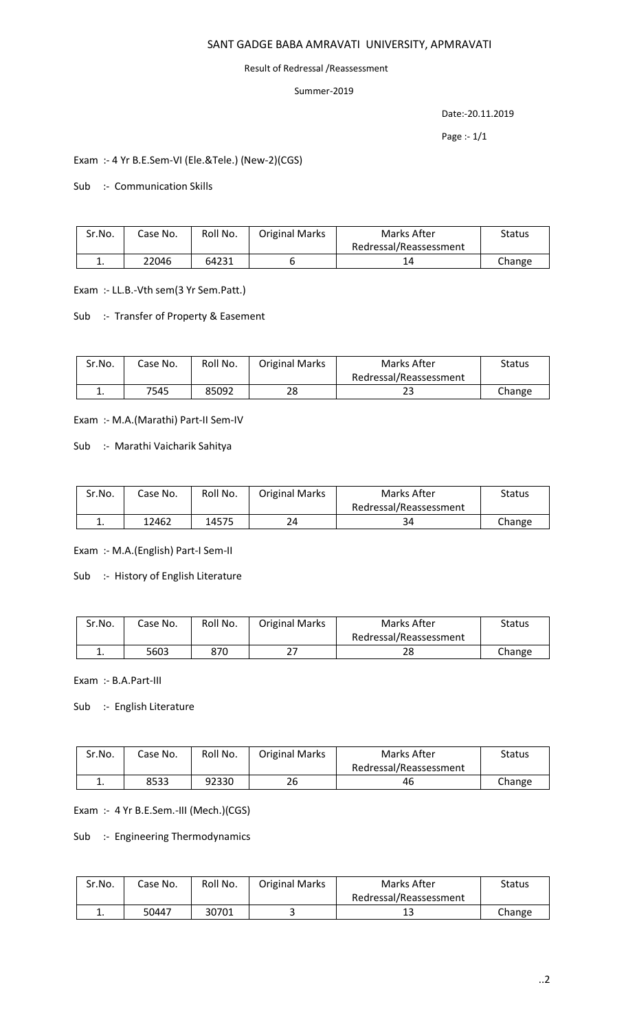# SANT GADGE BABA AMRAVATI UNIVERSITY, APMRAVATI

Result of Redressal /Reassessment

Summer-2019

Date:-20.11.2019

Exam :- 4 Yr B.E.Sem-VI (Ele.&Tele.) (New-2)(CGS)

Sub :- Communication Skills

| Sr.No. | Case No. | Roll No. | Original Marks | Marks After Redressal/Reassessment | Status |
|---|---|---|---|---|---|
| 1. | 22046 | 64231 | 6 | 14 | Change |

Exam :- LL.B.-Vth sem(3 Yr Sem.Patt.)

Sub :- Transfer of Property & Easement

| Sr.No. | Case No. | Roll No. | Original Marks | Marks After Redressal/Reassessment | Status |
|---|---|---|---|---|---|
| 1. | 7545 | 85092 | 28 | 23 | Change |

Exam :- M.A.(Marathi) Part-II Sem-IV

Sub :- Marathi Vaicharik Sahitya

| Sr.No. | Case No. | Roll No. | Original Marks | Marks After Redressal/Reassessment | Status |
|---|---|---|---|---|---|
| 1. | 12462 | 14575 | 24 | 34 | Change |

Exam :- M.A.(English) Part-I Sem-II

Sub :- History of English Literature

| Sr.No. | Case No. | Roll No. | Original Marks | Marks After Redressal/Reassessment | Status |
|---|---|---|---|---|---|
| 1. | 5603 | 870 | 27 | 28 | Change |

Exam :- B.A.Part-III

Sub :- English Literature

| Sr.No. | Case No. | Roll No. | Original Marks | Marks After Redressal/Reassessment | Status |
|---|---|---|---|---|---|
| 1. | 8533 | 92330 | 26 | 46 | Change |

Exam :- 4 Yr B.E.Sem.-III (Mech.)(CGS)

Sub :- Engineering Thermodynamics

| Sr.No. | Case No. | Roll No. | Original Marks | Marks After Redressal/Reassessment | Status |
|---|---|---|---|---|---|
| 1. | 50447 | 30701 | 3 | 13 | Change |

..2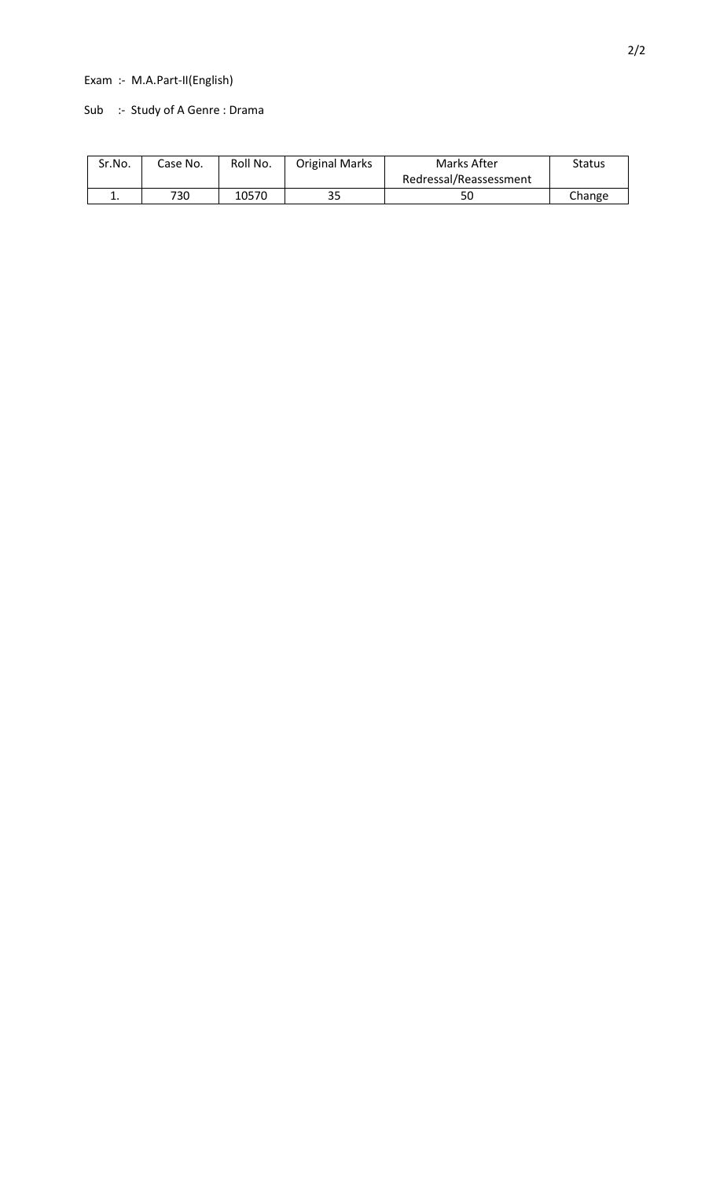Exam :- M.A.Part-II(English)

Sub :- Study of A Genre : Drama

| Sr.No. | Case No. | Roll No. | Original Marks | Marks After Redressal/Reassessment | Status |
|---|---|---|---|---|---|
| 1. | 730 | 10570 | 35 | 50 | Change |